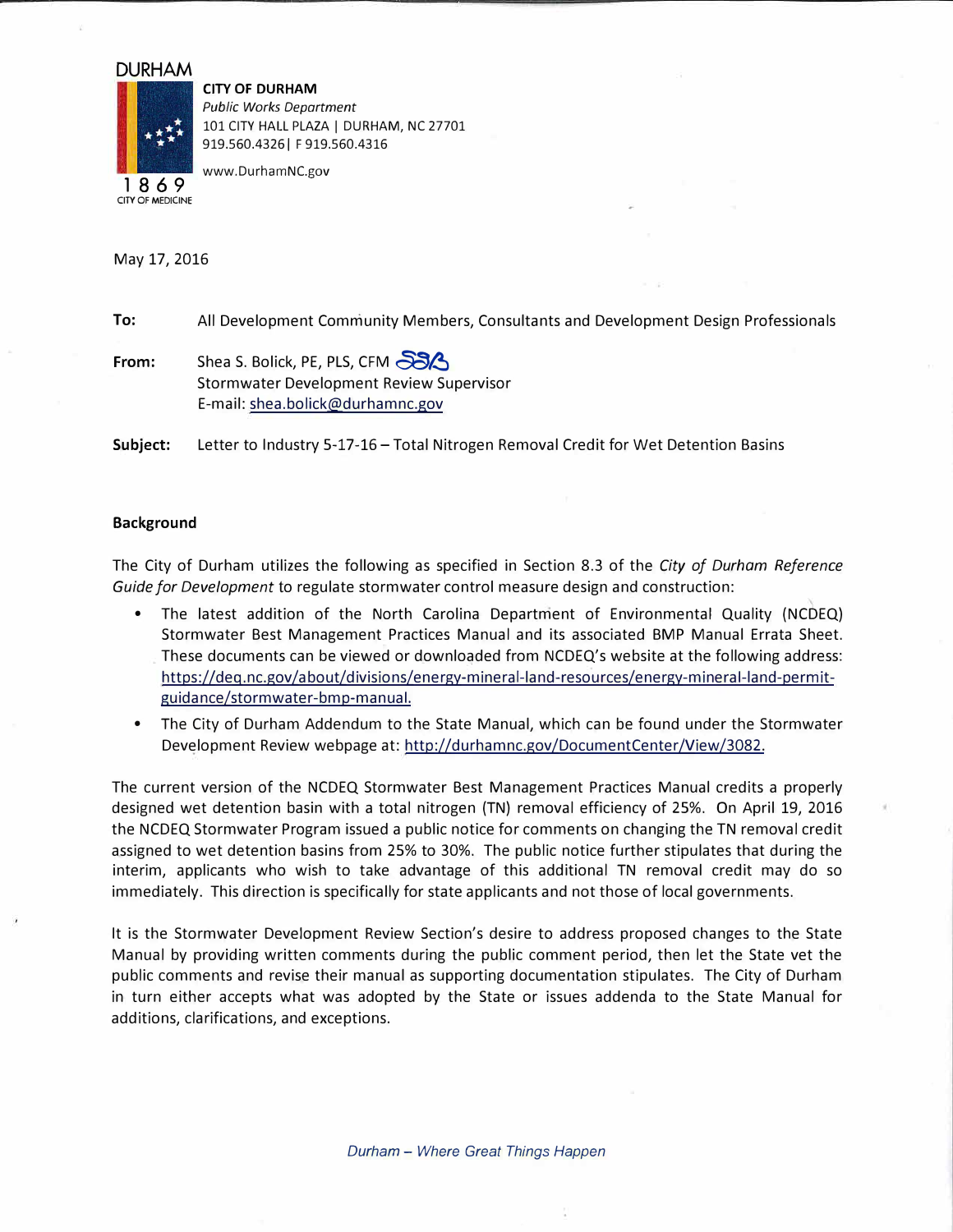DURHAM

1869
CITY OF MEDICINE

**CITY OF DURHAM**
*Public Works Department*
101 CITY HALL PLAZA | DURHAM, NC 27701
919.560.4326| F 919.560.4316
www.DurhamNC.gov

May 17, 2016

**To:** All Development Community Members, Consultants and Development Design Professionals

**From:** Shea S. Bolick, PE, PLS, CFM
Stormwater Development Review Supervisor
E-mail: shea.bolick@durhamnc.gov

**Subject:** Letter to Industry 5-17-16 – Total Nitrogen Removal Credit for Wet Detention Basins

**Background**

The City of Durham utilizes the following as specified in Section 8.3 of the *City of Durham Reference Guide for Development* to regulate stormwater control measure design and construction:

- The latest addition of the North Carolina Department of Environmental Quality (NCDEQ) Stormwater Best Management Practices Manual and its associated BMP Manual Errata Sheet. These documents can be viewed or downloaded from NCDEQ's website at the following address: https://deq.nc.gov/about/divisions/energy-mineral-land-resources/energy-mineral-land-permit-guidance/stormwater-bmp-manual.
- The City of Durham Addendum to the State Manual, which can be found under the Stormwater Development Review webpage at: http://durhamnc.gov/DocumentCenter/View/3082.

The current version of the NCDEQ Stormwater Best Management Practices Manual credits a properly designed wet detention basin with a total nitrogen (TN) removal efficiency of 25%. On April 19, 2016 the NCDEQ Stormwater Program issued a public notice for comments on changing the TN removal credit assigned to wet detention basins from 25% to 30%. The public notice further stipulates that during the interim, applicants who wish to take advantage of this additional TN removal credit may do so immediately. This direction is specifically for state applicants and not those of local governments.

It is the Stormwater Development Review Section's desire to address proposed changes to the State Manual by providing written comments during the public comment period, then let the State vet the public comments and revise their manual as supporting documentation stipulates. The City of Durham in turn either accepts what was adopted by the State or issues addenda to the State Manual for additions, clarifications, and exceptions.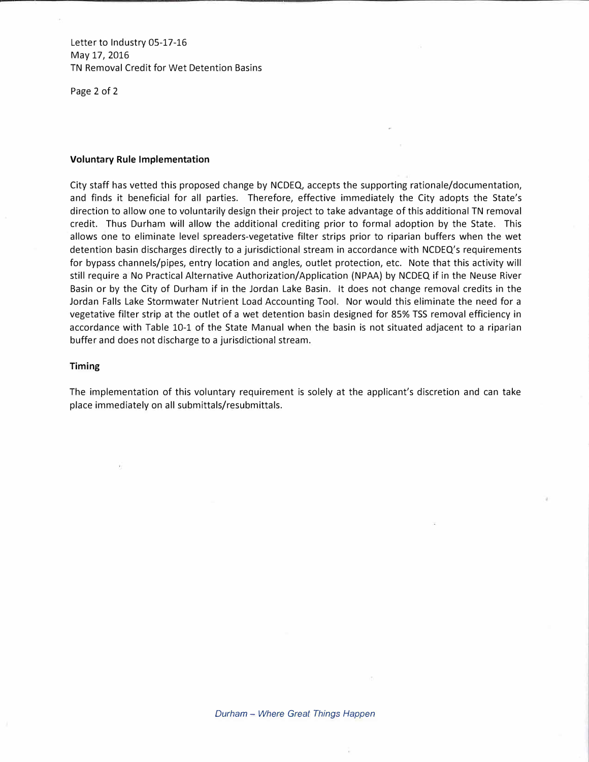## Voluntary Rule Implementation

City staff has vetted this proposed change by NCDEQ, accepts the supporting rationale/documentation, and finds it beneficial for all parties. Therefore, effective immediately the City adopts the State's direction to allow one to voluntarily design their project to take advantage of this additional TN removal credit. Thus Durham will allow the additional crediting prior to formal adoption by the State. This allows one to eliminate level spreaders-vegetative filter strips prior to riparian buffers when the wet detention basin discharges directly to a jurisdictional stream in accordance with NCDEQ's requirements for bypass channels/pipes, entry location and angles, outlet protection, etc. Note that this activity will still require a No Practical Alternative Authorization/Application (NPAA) by NCDEQ if in the Neuse River Basin or by the City of Durham if in the Jordan Lake Basin. It does not change removal credits in the Jordan Falls Lake Stormwater Nutrient Load Accounting Tool. Nor would this eliminate the need for a vegetative filter strip at the outlet of a wet detention basin designed for 85% TSS removal efficiency in accordance with Table 10-1 of the State Manual when the basin is not situated adjacent to a riparian buffer and does not discharge to a jurisdictional stream.

## Timing

The implementation of this voluntary requirement is solely at the applicant's discretion and can take place immediately on all submittals/resubmittals.